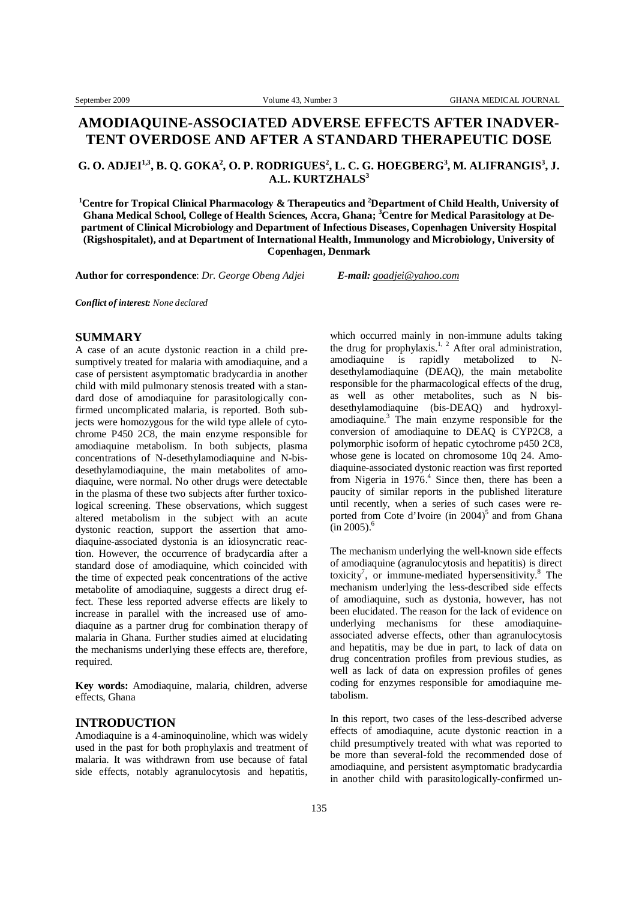# AMODIAQUINE-ASSOCIATED ADVERSE EFFECTS AFTER INADVERTENT OVERDOSE AND AFTER A STANDARD THERAPEUTIC DOSE

**G. O. ADJEI[1,3], B. Q. GOKA[2], O. P. RODRIGUES[2], L. C. G. HOEGBERG[3], M. ALIFRANGIS[3], J. A.L. KURTZHALS[3]**

**[1]Centre for Tropical Clinical Pharmacology & Therapeutics and [2]Department of Child Health, University of Ghana Medical School, College of Health Sciences, Accra, Ghana; [3]Centre for Medical Parasitology at Department of Clinical Microbiology and Department of Infectious Diseases, Copenhagen University Hospital (Rigshospitalet), and at Department of International Health, Immunology and Microbiology, University of Copenhagen, Denmark**

**Author for correspondence**: *Dr. George Obeng Adjei* ***E-mail:*** *goadjei@yahoo.com*

***Conflict of interest:*** *None declared*

## SUMMARY

A case of an acute dystonic reaction in a child presumptively treated for malaria with amodiaquine, and a case of persistent asymptomatic bradycardia in another child with mild pulmonary stenosis treated with a standard dose of amodiaquine for parasitologically confirmed uncomplicated malaria, is reported. Both subjects were homozygous for the wild type allele of cytochrome P450 2C8, the main enzyme responsible for amodiaquine metabolism. In both subjects, plasma concentrations of N-desethylamodiaquine and N-bis-desethylamodiaquine, the main metabolites of amodiaquine, were normal. No other drugs were detectable in the plasma of these two subjects after further toxicological screening. These observations, which suggest altered metabolism in the subject with an acute dystonic reaction, support the assertion that amodiaquine-associated dystonia is an idiosyncratic reaction. However, the occurrence of bradycardia after a standard dose of amodiaquine, which coincided with the time of expected peak concentrations of the active metabolite of amodiaquine, suggests a direct drug effect. These less reported adverse effects are likely to increase in parallel with the increased use of amodiaquine as a partner drug for combination therapy of malaria in Ghana. Further studies aimed at elucidating the mechanisms underlying these effects are, therefore, required.

**Key words:** Amodiaquine, malaria, children, adverse effects, Ghana

## INTRODUCTION

Amodiaquine is a 4-aminoquinoline, which was widely used in the past for both prophylaxis and treatment of malaria. It was withdrawn from use because of fatal side effects, notably agranulocytosis and hepatitis, which occurred mainly in non-immune adults taking the drug for prophylaxis.[1, 2] After oral administration, amodiaquine is rapidly metabolized to N-desethylamodiaquine (DEAQ), the main metabolite responsible for the pharmacological effects of the drug, as well as other metabolites, such as N bis-desethylamodiaquine (bis-DEAQ) and hydroxyl-amodiaquine.[3] The main enzyme responsible for the conversion of amodiaquine to DEAQ is CYP2C8, a polymorphic isoform of hepatic cytochrome p450 2C8, whose gene is located on chromosome 10q 24. Amodiaquine-associated dystonic reaction was first reported from Nigeria in 1976.[4] Since then, there has been a paucity of similar reports in the published literature until recently, when a series of such cases were reported from Cote d'Ivoire (in 2004)[5] and from Ghana (in 2005).[6]

The mechanism underlying the well-known side effects of amodiaquine (agranulocytosis and hepatitis) is direct toxicity[7], or immune-mediated hypersensitivity.[8] The mechanism underlying the less-described side effects of amodiaquine, such as dystonia, however, has not been elucidated. The reason for the lack of evidence on underlying mechanisms for these amodiaquine-associated adverse effects, other than agranulocytosis and hepatitis, may be due in part, to lack of data on drug concentration profiles from previous studies, as well as lack of data on expression profiles of genes coding for enzymes responsible for amodiaquine metabolism.

In this report, two cases of the less-described adverse effects of amodiaquine, acute dystonic reaction in a child presumptively treated with what was reported to be more than several-fold the recommended dose of amodiaquine, and persistent asymptomatic bradycardia in another child with parasitologically-confirmed un-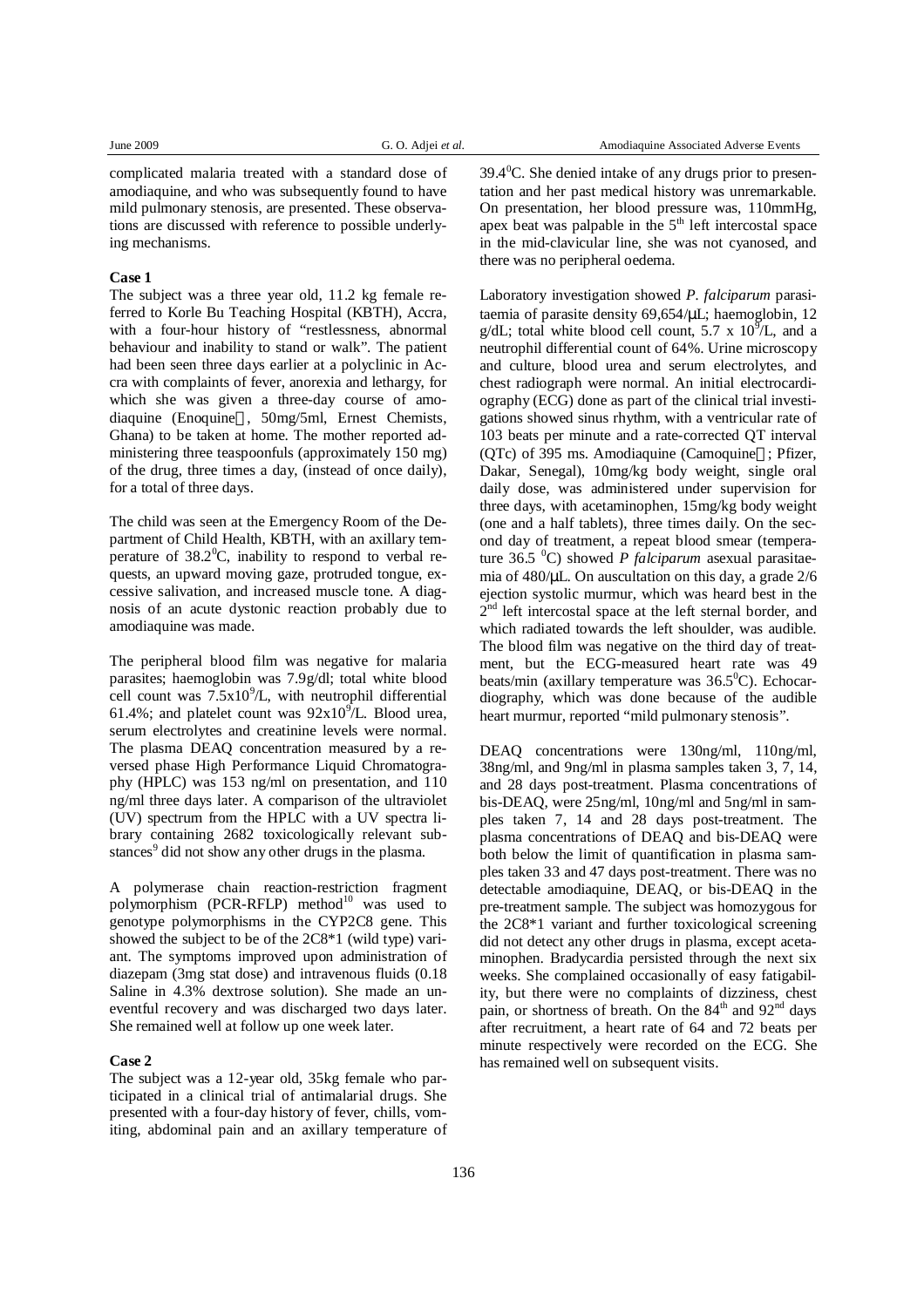complicated malaria treated with a standard dose of amodiaquine, and who was subsequently found to have mild pulmonary stenosis, are presented. These observations are discussed with reference to possible underlying mechanisms.

### Case 1

The subject was a three year old, 11.2 kg female referred to Korle Bu Teaching Hospital (KBTH), Accra, with a four-hour history of "restlessness, abnormal behaviour and inability to stand or walk". The patient had been seen three days earlier at a polyclinic in Accra with complaints of fever, anorexia and lethargy, for which she was given a three-day course of amodiaquine (Enoquine, 50mg/5ml, Ernest Chemists, Ghana) to be taken at home. The mother reported administering three teaspoonfuls (approximately 150 mg) of the drug, three times a day, (instead of once daily), for a total of three days.

The child was seen at the Emergency Room of the Department of Child Health, KBTH, with an axillary temperature of $38.2^0$C, inability to respond to verbal requests, an upward moving gaze, protruded tongue, excessive salivation, and increased muscle tone. A diagnosis of an acute dystonic reaction probably due to amodiaquine was made.

The peripheral blood film was negative for malaria parasites; haemoglobin was 7.9g/dl; total white blood cell count was $7.5 x 10^9$/L, with neutrophil differential 61.4%; and platelet count was $92 x 10^9$/L. Blood urea, serum electrolytes and creatinine levels were normal. The plasma DEAQ concentration measured by a reversed phase High Performance Liquid Chromatography (HPLC) was 153 ng/ml on presentation, and 110 ng/ml three days later. A comparison of the ultraviolet (UV) spectrum from the HPLC with a UV spectra library containing 2682 toxicologically relevant substances[9] did not show any other drugs in the plasma.

A polymerase chain reaction-restriction fragment polymorphism (PCR-RFLP) method[10] was used to genotype polymorphisms in the CYP2C8 gene. This showed the subject to be of the 2C8*1 (wild type) variant. The symptoms improved upon administration of diazepam (3mg stat dose) and intravenous fluids (0.18 Saline in 4.3% dextrose solution). She made an uneventful recovery and was discharged two days later. She remained well at follow up one week later.

### Case 2

The subject was a 12-year old, 35kg female who participated in a clinical trial of antimalarial drugs. She presented with a four-day history of fever, chills, vomiting, abdominal pain and an axillary temperature of $39.4^0$C. She denied intake of any drugs prior to presentation and her past medical history was unremarkable. On presentation, her blood pressure was, 110mmHg, apex beat was palpable in the 5th left intercostal space in the mid-clavicular line, she was not cyanosed, and there was no peripheral oedema.

Laboratory investigation showed *P. falciparum* parasitaemia of parasite density 69,654/μL; haemoglobin, 12 g/dL; total white blood cell count, $5.7 x 10^9$/L, and a neutrophil differential count of 64%. Urine microscopy and culture, blood urea and serum electrolytes, and chest radiograph were normal. An initial electrocardiography (ECG) done as part of the clinical trial investigations showed sinus rhythm, with a ventricular rate of 103 beats per minute and a rate-corrected QT interval (QTc) of 395 ms. Amodiaquine (Camoquine; Pfizer, Dakar, Senegal), 10mg/kg body weight, single oral daily dose, was administered under supervision for three days, with acetaminophen, 15mg/kg body weight (one and a half tablets), three times daily. On the second day of treatment, a repeat blood smear (temperature 36.5 $^0$C) showed *P falciparum* asexual parasitaemia of 480/μL. On auscultation on this day, a grade 2/6 ejection systolic murmur, which was heard best in the 2nd left intercostal space at the left sternal border, and which radiated towards the left shoulder, was audible. The blood film was negative on the third day of treatment, but the ECG-measured heart rate was 49 beats/min (axillary temperature was $36.5^0$C). Echocardiography, which was done because of the audible heart murmur, reported "mild pulmonary stenosis".

DEAQ concentrations were 130ng/ml, 110ng/ml, 38ng/ml, and 9ng/ml in plasma samples taken 3, 7, 14, and 28 days post-treatment. Plasma concentrations of bis-DEAQ, were 25ng/ml, 10ng/ml and 5ng/ml in samples taken 7, 14 and 28 days post-treatment. The plasma concentrations of DEAQ and bis-DEAQ were both below the limit of quantification in plasma samples taken 33 and 47 days post-treatment. There was no detectable amodiaquine, DEAQ, or bis-DEAQ in the pre-treatment sample. The subject was homozygous for the 2C8*1 variant and further toxicological screening did not detect any other drugs in plasma, except acetaminophen. Bradycardia persisted through the next six weeks. She complained occasionally of easy fatigability, but there were no complaints of dizziness, chest pain, or shortness of breath. On the 84th and 92nd days after recruitment, a heart rate of 64 and 72 beats per minute respectively were recorded on the ECG. She has remained well on subsequent visits.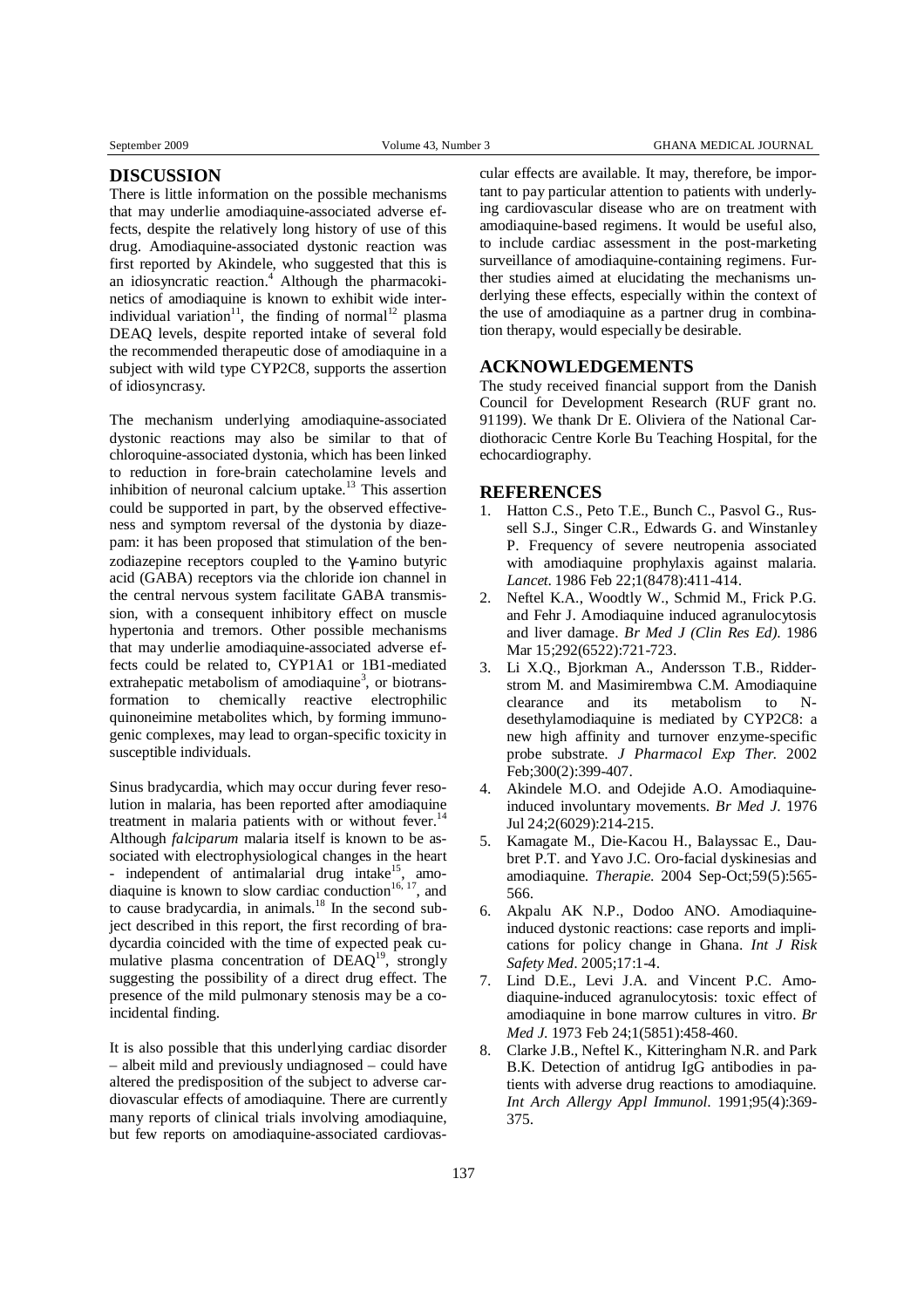## DISCUSSION

There is little information on the possible mechanisms that may underlie amodiaquine-associated adverse effects, despite the relatively long history of use of this drug. Amodiaquine-associated dystonic reaction was first reported by Akindele, who suggested that this is an idiosyncratic reaction.[4] Although the pharmacokinetics of amodiaquine is known to exhibit wide inter-individual variation[11], the finding of normal[12] plasma DEAQ levels, despite reported intake of several fold the recommended therapeutic dose of amodiaquine in a subject with wild type CYP2C8, supports the assertion of idiosyncrasy.

The mechanism underlying amodiaquine-associated dystonic reactions may also be similar to that of chloroquine-associated dystonia, which has been linked to reduction in fore-brain catecholamine levels and inhibition of neuronal calcium uptake.[13] This assertion could be supported in part, by the observed effectiveness and symptom reversal of the dystonia by diazepam: it has been proposed that stimulation of the benzodiazepine receptors coupled to the γ-amino butyric acid (GABA) receptors via the chloride ion channel in the central nervous system facilitate GABA transmission, with a consequent inhibitory effect on muscle hypertonia and tremors. Other possible mechanisms that may underlie amodiaquine-associated adverse effects could be related to, CYP1A1 or 1B1-mediated extrahepatic metabolism of amodiaquine[3], or biotransformation to chemically reactive electrophilic quinoneimine metabolites which, by forming immunogenic complexes, may lead to organ-specific toxicity in susceptible individuals.

Sinus bradycardia, which may occur during fever resolution in malaria, has been reported after amodiaquine treatment in malaria patients with or without fever.[14] Although *falciparum* malaria itself is known to be associated with electrophysiological changes in the heart - independent of antimalarial drug intake[15], amodiaquine is known to slow cardiac conduction[16, 17], and to cause bradycardia, in animals.[18] In the second subject described in this report, the first recording of bradycardia coincided with the time of expected peak cumulative plasma concentration of DEAQ[19], strongly suggesting the possibility of a direct drug effect. The presence of the mild pulmonary stenosis may be a co-incidental finding.

It is also possible that this underlying cardiac disorder – albeit mild and previously undiagnosed – could have altered the predisposition of the subject to adverse cardiovascular effects of amodiaquine. There are currently many reports of clinical trials involving amodiaquine, but few reports on amodiaquine-associated cardiovascular effects are available. It may, therefore, be important to pay particular attention to patients with underlying cardiovascular disease who are on treatment with amodiaquine-based regimens. It would be useful also, to include cardiac assessment in the post-marketing surveillance of amodiaquine-containing regimens. Further studies aimed at elucidating the mechanisms underlying these effects, especially within the context of the use of amodiaquine as a partner drug in combination therapy, would especially be desirable.

## ACKNOWLEDGEMENTS

The study received financial support from the Danish Council for Development Research (RUF grant no. 91199). We thank Dr E. Oliviera of the National Cardiothoracic Centre Korle Bu Teaching Hospital, for the echocardiography.

## REFERENCES

1. Hatton C.S., Peto T.E., Bunch C., Pasvol G., Russell S.J., Singer C.R., Edwards G. and Winstanley P. Frequency of severe neutropenia associated with amodiaquine prophylaxis against malaria. *Lancet*. 1986 Feb 22;1(8478):411-414.
2. Neftel K.A., Woodtly W., Schmid M., Frick P.G. and Fehr J. Amodiaquine induced agranulocytosis and liver damage. *Br Med J (Clin Res Ed)*. 1986 Mar 15;292(6522):721-723.
3. Li X.Q., Bjorkman A., Andersson T.B., Ridderstrom M. and Masimirembwa C.M. Amodiaquine clearance and its metabolism to N-desethylamodiaquine is mediated by CYP2C8: a new high affinity and turnover enzyme-specific probe substrate. *J Pharmacol Exp Ther*. 2002 Feb;300(2):399-407.
4. Akindele M.O. and Odejide A.O. Amodiaquine-induced involuntary movements. *Br Med J*. 1976 Jul 24;2(6029):214-215.
5. Kamagate M., Die-Kacou H., Balayssac E., Daubret P.T. and Yavo J.C. Oro-facial dyskinesias and amodiaquine. *Therapie*. 2004 Sep-Oct;59(5):565-566.
6. Akpalu AK N.P., Dodoo ANO. Amodiaquine-induced dystonic reactions: case reports and implications for policy change in Ghana. *Int J Risk Safety Med*. 2005;17:1-4.
7. Lind D.E., Levi J.A. and Vincent P.C. Amodiaquine-induced agranulocytosis: toxic effect of amodiaquine in bone marrow cultures in vitro. *Br Med J*. 1973 Feb 24;1(5851):458-460.
8. Clarke J.B., Neftel K., Kitteringham N.R. and Park B.K. Detection of antidrug IgG antibodies in patients with adverse drug reactions to amodiaquine. *Int Arch Allergy Appl Immunol*. 1991;95(4):369-375.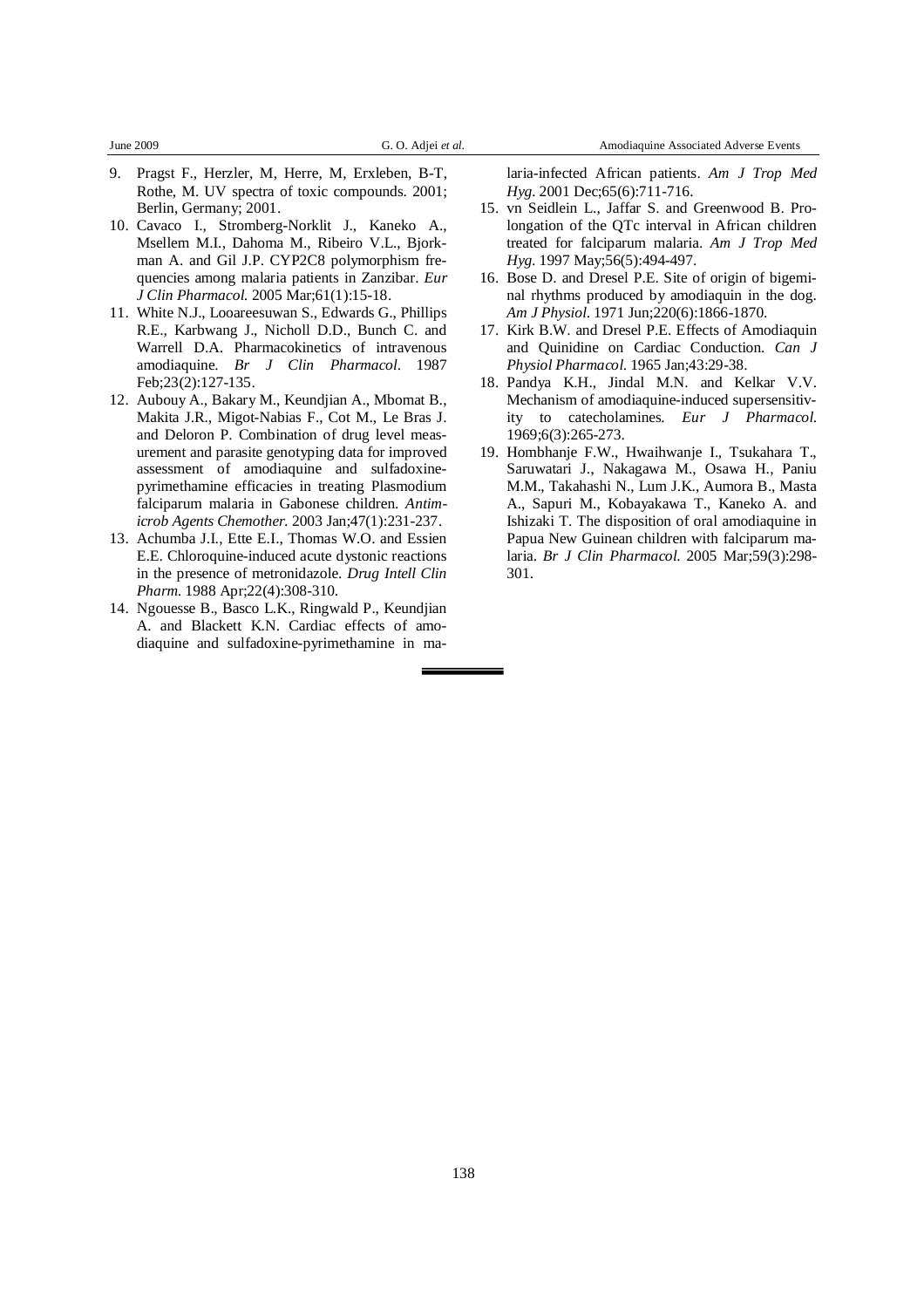9. Pragst F., Herzler, M, Herre, M, Erxleben, B-T, Rothe, M. UV spectra of toxic compounds. 2001; Berlin, Germany; 2001.
10. Cavaco I., Stromberg-Norklit J., Kaneko A., Msellem M.I., Dahoma M., Ribeiro V.L., Bjorkman A. and Gil J.P. CYP2C8 polymorphism frequencies among malaria patients in Zanzibar. *Eur J Clin Pharmacol.* 2005 Mar;61(1):15-18.
11. White N.J., Looareesuwan S., Edwards G., Phillips R.E., Karbwang J., Nicholl D.D., Bunch C. and Warrell D.A. Pharmacokinetics of intravenous amodiaquine. *Br J Clin Pharmacol.* 1987 Feb;23(2):127-135.
12. Aubouy A., Bakary M., Keundjian A., Mbomat B., Makita J.R., Migot-Nabias F., Cot M., Le Bras J. and Deloron P. Combination of drug level measurement and parasite genotyping data for improved assessment of amodiaquine and sulfadoxine-pyrimethamine efficacies in treating Plasmodium falciparum malaria in Gabonese children. *Antimicrob Agents Chemother.* 2003 Jan;47(1):231-237.
13. Achumba J.I., Ette E.I., Thomas W.O. and Essien E.E. Chloroquine-induced acute dystonic reactions in the presence of metronidazole. *Drug Intell Clin Pharm.* 1988 Apr;22(4):308-310.
14. Ngouesse B., Basco L.K., Ringwald P., Keundjian A. and Blackett K.N. Cardiac effects of amodiaquine and sulfadoxine-pyrimethamine in malaria-infected African patients. *Am J Trop Med Hyg.* 2001 Dec;65(6):711-716.
15. vn Seidlein L., Jaffar S. and Greenwood B. Prolongation of the QTc interval in African children treated for falciparum malaria. *Am J Trop Med Hyg.* 1997 May;56(5):494-497.
16. Bose D. and Dresel P.E. Site of origin of bigeminal rhythms produced by amodiaquin in the dog. *Am J Physiol.* 1971 Jun;220(6):1866-1870.
17. Kirk B.W. and Dresel P.E. Effects of Amodiaquin and Quinidine on Cardiac Conduction. *Can J Physiol Pharmacol.* 1965 Jan;43:29-38.
18. Pandya K.H., Jindal M.N. and Kelkar V.V. Mechanism of amodiaquine-induced supersensitivity to catecholamines. *Eur J Pharmacol.* 1969;6(3):265-273.
19. Hombhanje F.W., Hwaihwanje I., Tsukahara T., Saruwatari J., Nakagawa M., Osawa H., Paniu M.M., Takahashi N., Lum J.K., Aumora B., Masta A., Sapuri M., Kobayakawa T., Kaneko A. and Ishizaki T. The disposition of oral amodiaquine in Papua New Guinean children with falciparum malaria. *Br J Clin Pharmacol.* 2005 Mar;59(3):298-301.